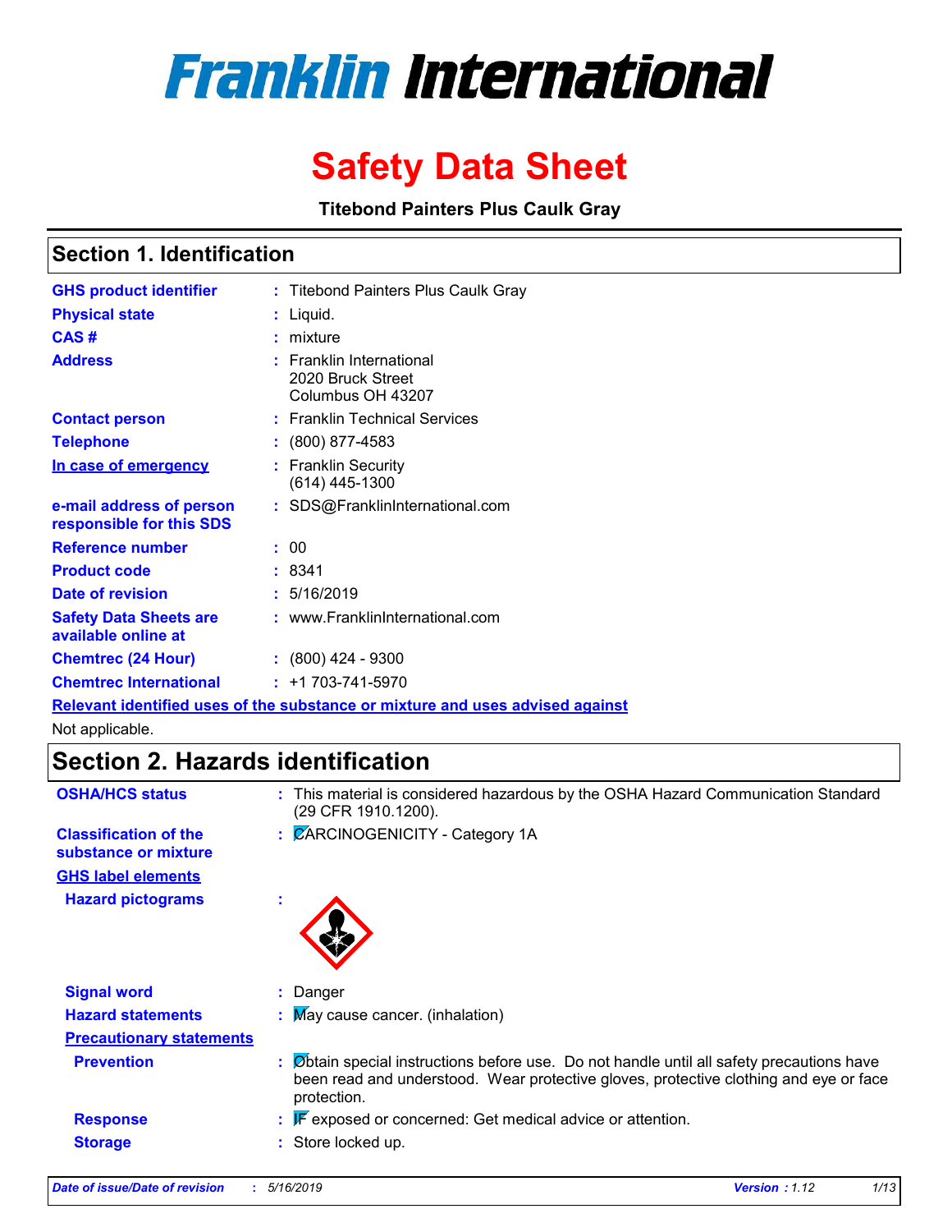# Franklin International

# Safety Data Sheet

**Titebond Painters Plus Caulk Gray**

## Section 1. Identification

| | | |
|---|---|---|
| **GHS product identifier** | : | Titebond Painters Plus Caulk Gray |
| **Physical state** | : | Liquid. |
| **CAS #** | : | mixture |
| **Address** | : | Franklin International<br>2020 Bruck Street<br>Columbus OH 43207 |
| **Contact person** | : | Franklin Technical Services |
| **Telephone** | : | (800) 877-4583 |
| **In case of emergency** | : | Franklin Security<br>(614) 445-1300 |
| **e-mail address of person responsible for this SDS** | : | SDS@FranklinInternational.com |
| **Reference number** | : | 00 |
| **Product code** | : | 8341 |
| **Date of revision** | : | 5/16/2019 |
| **Safety Data Sheets are available online at** | : | www.FranklinInternational.com |
| **Chemtrec (24 Hour)** | : | (800) 424 - 9300 |
| **Chemtrec International** | : | +1 703-741-5970 |

**Relevant identified uses of the substance or mixture and uses advised against**

Not applicable.

## Section 2. Hazards identification

| | | |
|---|---|---|
| **OSHA/HCS status** | : | This material is considered hazardous by the OSHA Hazard Communication Standard (29 CFR 1910.1200). |
| **Classification of the substance or mixture** | : | CARCINOGENICITY - Category 1A |

**GHS label elements**

| | | |
|---|---|---|
| **Hazard pictograms** | : | |
| **Signal word** | : | Danger |
| **Hazard statements** | : | May cause cancer. (inhalation) |

**Precautionary statements**

| | | |
|---|---|---|
| **Prevention** | : | Obtain special instructions before use. Do not handle until all safety precautions have been read and understood. Wear protective gloves, protective clothing and eye or face protection. |
| **Response** | : | IF exposed or concerned: Get medical advice or attention. |
| **Storage** | : | Store locked up. |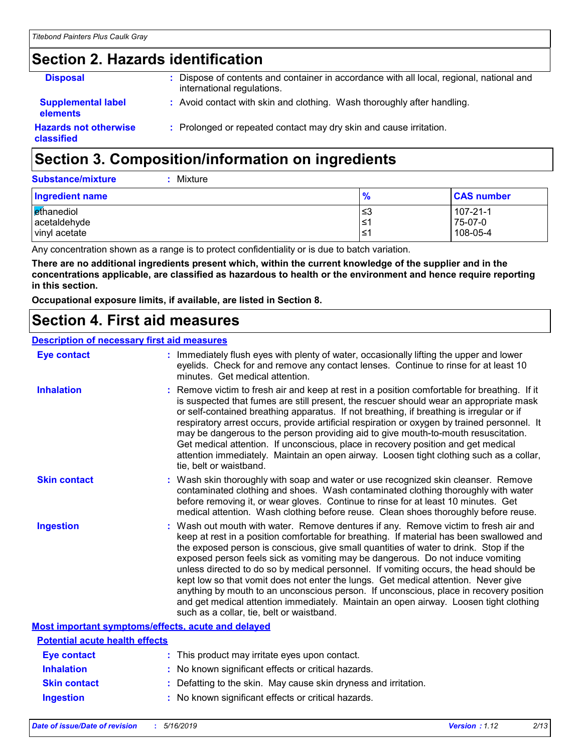# Section 2. Hazards identification

**Disposal** : Dispose of contents and container in accordance with all local, regional, national and international regulations.

**Supplemental label elements** : Avoid contact with skin and clothing. Wash thoroughly after handling.

**Hazards not otherwise classified** : Prolonged or repeated contact may dry skin and cause irritation.

# Section 3. Composition/information on ingredients

**Substance/mixture** : Mixture

| Ingredient name | % | CAS number |
|---|---|---|
| ethanediol | ≤3 | 107-21-1 |
| acetaldehyde | ≤1 | 75-07-0 |
| vinyl acetate | ≤1 | 108-05-4 |

Any concentration shown as a range is to protect confidentiality or is due to batch variation.

**There are no additional ingredients present which, within the current knowledge of the supplier and in the concentrations applicable, are classified as hazardous to health or the environment and hence require reporting in this section.**

**Occupational exposure limits, if available, are listed in Section 8.**

# Section 4. First aid measures

**Description of necessary first aid measures**

**Eye contact** : Immediately flush eyes with plenty of water, occasionally lifting the upper and lower eyelids. Check for and remove any contact lenses. Continue to rinse for at least 10 minutes. Get medical attention.

**Inhalation** : Remove victim to fresh air and keep at rest in a position comfortable for breathing. If it is suspected that fumes are still present, the rescuer should wear an appropriate mask or self-contained breathing apparatus. If not breathing, if breathing is irregular or if respiratory arrest occurs, provide artificial respiration or oxygen by trained personnel. It may be dangerous to the person providing aid to give mouth-to-mouth resuscitation. Get medical attention. If unconscious, place in recovery position and get medical attention immediately. Maintain an open airway. Loosen tight clothing such as a collar, tie, belt or waistband.

**Skin contact** : Wash skin thoroughly with soap and water or use recognized skin cleanser. Remove contaminated clothing and shoes. Wash contaminated clothing thoroughly with water before removing it, or wear gloves. Continue to rinse for at least 10 minutes. Get medical attention. Wash clothing before reuse. Clean shoes thoroughly before reuse.

**Ingestion** : Wash out mouth with water. Remove dentures if any. Remove victim to fresh air and keep at rest in a position comfortable for breathing. If material has been swallowed and the exposed person is conscious, give small quantities of water to drink. Stop if the exposed person feels sick as vomiting may be dangerous. Do not induce vomiting unless directed to do so by medical personnel. If vomiting occurs, the head should be kept low so that vomit does not enter the lungs. Get medical attention. Never give anything by mouth to an unconscious person. If unconscious, place in recovery position and get medical attention immediately. Maintain an open airway. Loosen tight clothing such as a collar, tie, belt or waistband.

**Most important symptoms/effects, acute and delayed**

**Potential acute health effects**

**Eye contact** : This product may irritate eyes upon contact.

**Inhalation** : No known significant effects or critical hazards.

**Skin contact** : Defatting to the skin. May cause skin dryness and irritation.

**Ingestion** : No known significant effects or critical hazards.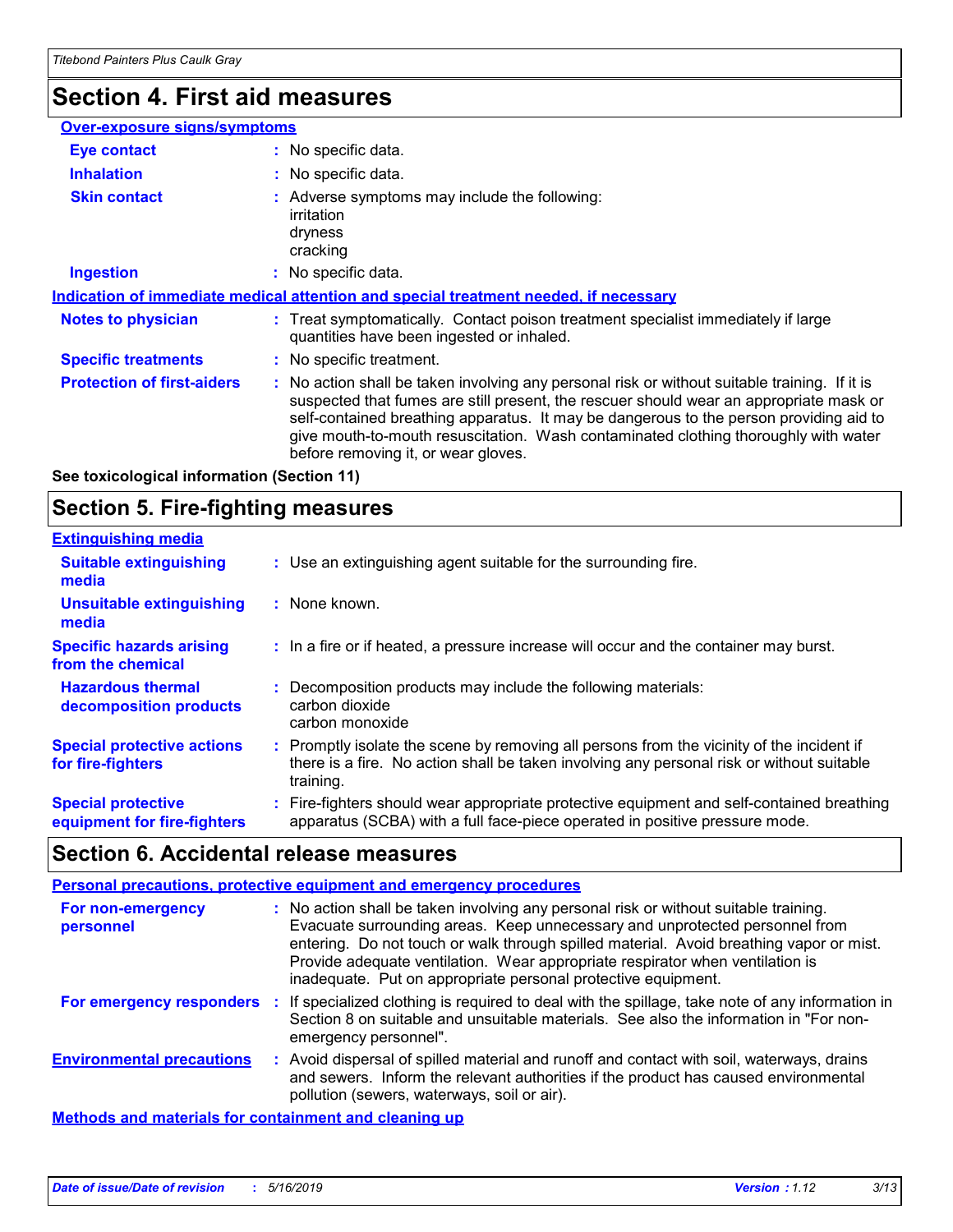## Section 4. First aid measures

**Over-exposure signs/symptoms**

| | |
|---|---|
| **Eye contact** | : No specific data. |
| **Inhalation** | : No specific data. |
| **Skin contact** | : Adverse symptoms may include the following:<br>irritation<br>dryness<br>cracking |
| **Ingestion** | : No specific data. |

**Indication of immediate medical attention and special treatment needed, if necessary**

| | |
|---|---|
| **Notes to physician** | : Treat symptomatically. Contact poison treatment specialist immediately if large quantities have been ingested or inhaled. |
| **Specific treatments** | : No specific treatment. |
| **Protection of first-aiders** | : No action shall be taken involving any personal risk or without suitable training. If it is suspected that fumes are still present, the rescuer should wear an appropriate mask or self-contained breathing apparatus. It may be dangerous to the person providing aid to give mouth-to-mouth resuscitation. Wash contaminated clothing thoroughly with water before removing it, or wear gloves. |

**See toxicological information (Section 11)**

## Section 5. Fire-fighting measures

**Extinguishing media**

| | |
|---|---|
| **Suitable extinguishing media** | : Use an extinguishing agent suitable for the surrounding fire. |
| **Unsuitable extinguishing media** | : None known. |
| **Specific hazards arising from the chemical** | : In a fire or if heated, a pressure increase will occur and the container may burst. |
| **Hazardous thermal decomposition products** | : Decomposition products may include the following materials:<br>carbon dioxide<br>carbon monoxide |
| **Special protective actions for fire-fighters** | : Promptly isolate the scene by removing all persons from the vicinity of the incident if there is a fire. No action shall be taken involving any personal risk or without suitable training. |
| **Special protective equipment for fire-fighters** | : Fire-fighters should wear appropriate protective equipment and self-contained breathing apparatus (SCBA) with a full face-piece operated in positive pressure mode. |

## Section 6. Accidental release measures

**Personal precautions, protective equipment and emergency procedures**

| | |
|---|---|
| **For non-emergency personnel** | : No action shall be taken involving any personal risk or without suitable training. Evacuate surrounding areas. Keep unnecessary and unprotected personnel from entering. Do not touch or walk through spilled material. Avoid breathing vapor or mist. Provide adequate ventilation. Wear appropriate respirator when ventilation is inadequate. Put on appropriate personal protective equipment. |
| **For emergency responders** | : If specialized clothing is required to deal with the spillage, take note of any information in Section 8 on suitable and unsuitable materials. See also the information in "For non-emergency personnel". |
| **Environmental precautions** | : Avoid dispersal of spilled material and runoff and contact with soil, waterways, drains and sewers. Inform the relevant authorities if the product has caused environmental pollution (sewers, waterways, soil or air). |

**Methods and materials for containment and cleaning up**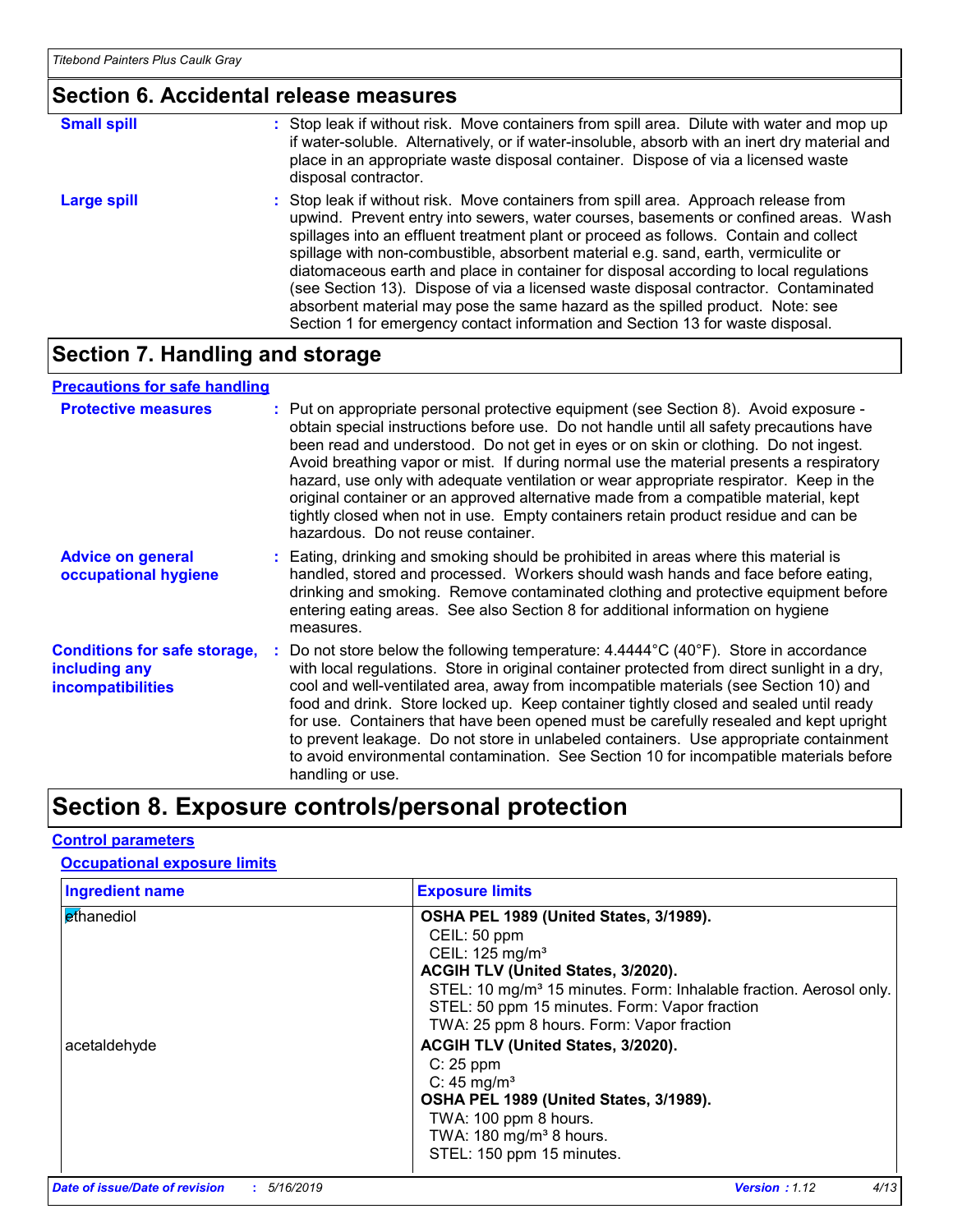## Section 6. Accidental release measures

| | |
|---|---|
| **Small spill** | : Stop leak if without risk. Move containers from spill area. Dilute with water and mop up if water-soluble. Alternatively, or if water-insoluble, absorb with an inert dry material and place in an appropriate waste disposal container. Dispose of via a licensed waste disposal contractor. |
| **Large spill** | : Stop leak if without risk. Move containers from spill area. Approach release from upwind. Prevent entry into sewers, water courses, basements or confined areas. Wash spillages into an effluent treatment plant or proceed as follows. Contain and collect spillage with non-combustible, absorbent material e.g. sand, earth, vermiculite or diatomaceous earth and place in container for disposal according to local regulations (see Section 13). Dispose of via a licensed waste disposal contractor. Contaminated absorbent material may pose the same hazard as the spilled product. Note: see Section 1 for emergency contact information and Section 13 for waste disposal. |

## Section 7. Handling and storage

**Precautions for safe handling**

| | |
|---|---|
| **Protective measures** | : Put on appropriate personal protective equipment (see Section 8). Avoid exposure - obtain special instructions before use. Do not handle until all safety precautions have been read and understood. Do not get in eyes or on skin or clothing. Do not ingest. Avoid breathing vapor or mist. If during normal use the material presents a respiratory hazard, use only with adequate ventilation or wear appropriate respirator. Keep in the original container or an approved alternative made from a compatible material, kept tightly closed when not in use. Empty containers retain product residue and can be hazardous. Do not reuse container. |
| **Advice on general occupational hygiene** | : Eating, drinking and smoking should be prohibited in areas where this material is handled, stored and processed. Workers should wash hands and face before eating, drinking and smoking. Remove contaminated clothing and protective equipment before entering eating areas. See also Section 8 for additional information on hygiene measures. |
| **Conditions for safe storage, including any incompatibilities** | : Do not store below the following temperature: 4.4444°C (40°F). Store in accordance with local regulations. Store in original container protected from direct sunlight in a dry, cool and well-ventilated area, away from incompatible materials (see Section 10) and food and drink. Store locked up. Keep container tightly closed and sealed until ready for use. Containers that have been opened must be carefully resealed and kept upright to prevent leakage. Do not store in unlabeled containers. Use appropriate containment to avoid environmental contamination. See Section 10 for incompatible materials before handling or use. |

## Section 8. Exposure controls/personal protection

**Control parameters**

**Occupational exposure limits**

| Ingredient name | Exposure limits |
|---|---|
| ethanediol | **OSHA PEL 1989 (United States, 3/1989).**<br>CEIL: 50 ppm<br>CEIL: 125 mg/m³<br>**ACGIH TLV (United States, 3/2020).**<br>STEL: 10 mg/m³ 15 minutes. Form: Inhalable fraction. Aerosol only.<br>STEL: 50 ppm 15 minutes. Form: Vapor fraction<br>TWA: 25 ppm 8 hours. Form: Vapor fraction |
| acetaldehyde | **ACGIH TLV (United States, 3/2020).**<br>C: 25 ppm<br>C: 45 mg/m³<br>**OSHA PEL 1989 (United States, 3/1989).**<br>TWA: 100 ppm 8 hours.<br>TWA: 180 mg/m³ 8 hours.<br>STEL: 150 ppm 15 minutes. |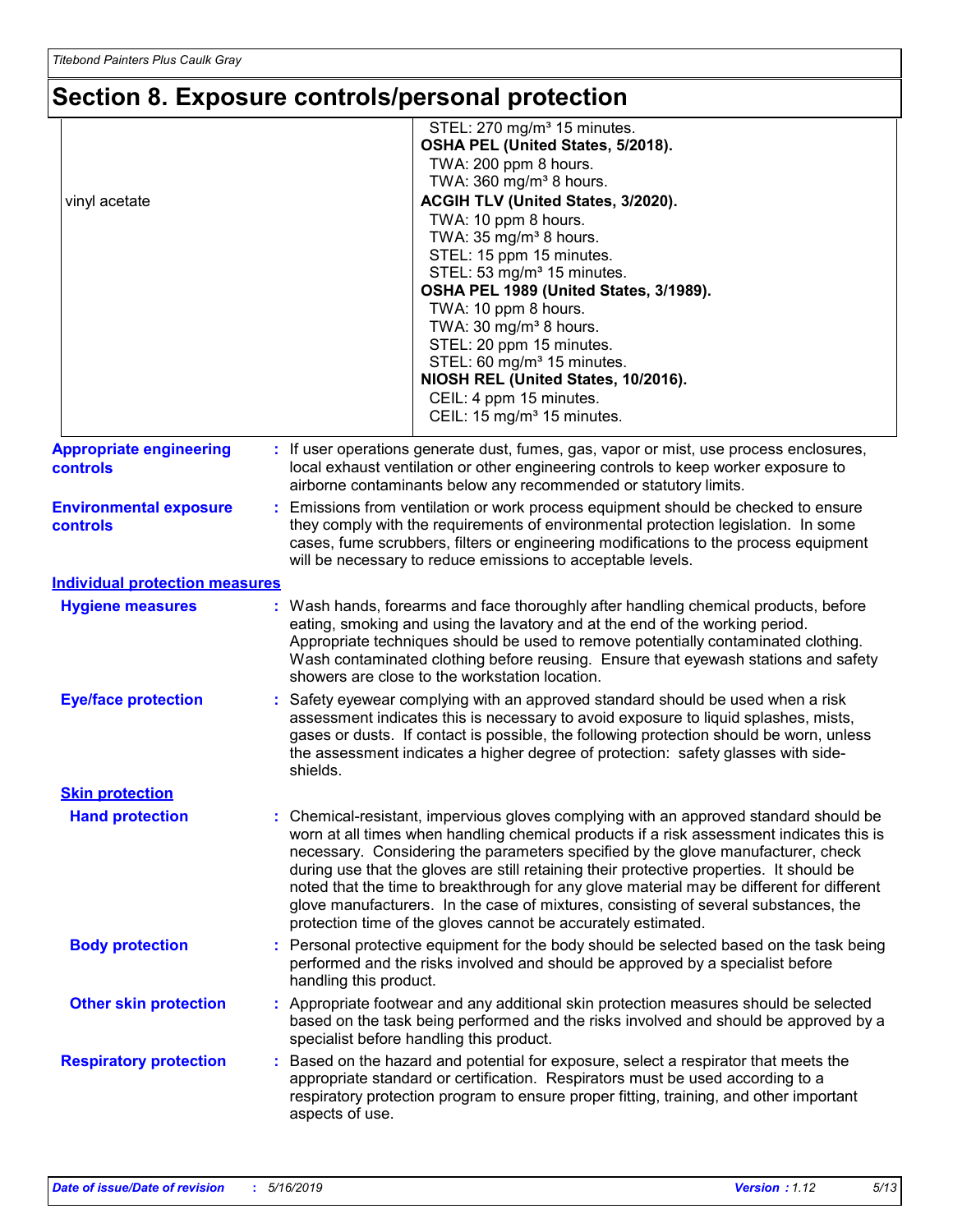# Section 8. Exposure controls/personal protection

| | |
|---|---|
| | STEL: 270 mg/m³ 15 minutes.<br>**OSHA PEL (United States, 5/2018).**<br>TWA: 200 ppm 8 hours.<br>TWA: 360 mg/m³ 8 hours. |
| vinyl acetate | **ACGIH TLV (United States, 3/2020).**<br>TWA: 10 ppm 8 hours.<br>TWA: 35 mg/m³ 8 hours.<br>STEL: 15 ppm 15 minutes.<br>STEL: 53 mg/m³ 15 minutes.<br>**OSHA PEL 1989 (United States, 3/1989).**<br>TWA: 10 ppm 8 hours.<br>TWA: 30 mg/m³ 8 hours.<br>STEL: 20 ppm 15 minutes.<br>STEL: 60 mg/m³ 15 minutes.<br>**NIOSH REL (United States, 10/2016).**<br>CEIL: 4 ppm 15 minutes.<br>CEIL: 15 mg/m³ 15 minutes. |

**Appropriate engineering controls** : If user operations generate dust, fumes, gas, vapor or mist, use process enclosures, local exhaust ventilation or other engineering controls to keep worker exposure to airborne contaminants below any recommended or statutory limits.

**Environmental exposure controls** : Emissions from ventilation or work process equipment should be checked to ensure they comply with the requirements of environmental protection legislation. In some cases, fume scrubbers, filters or engineering modifications to the process equipment will be necessary to reduce emissions to acceptable levels.

**Individual protection measures**

**Hygiene measures** : Wash hands, forearms and face thoroughly after handling chemical products, before eating, smoking and using the lavatory and at the end of the working period. Appropriate techniques should be used to remove potentially contaminated clothing. Wash contaminated clothing before reusing. Ensure that eyewash stations and safety showers are close to the workstation location.

**Eye/face protection** : Safety eyewear complying with an approved standard should be used when a risk assessment indicates this is necessary to avoid exposure to liquid splashes, mists, gases or dusts. If contact is possible, the following protection should be worn, unless the assessment indicates a higher degree of protection: safety glasses with side-shields.

**Skin protection**

**Hand protection** : Chemical-resistant, impervious gloves complying with an approved standard should be worn at all times when handling chemical products if a risk assessment indicates this is necessary. Considering the parameters specified by the glove manufacturer, check during use that the gloves are still retaining their protective properties. It should be noted that the time to breakthrough for any glove material may be different for different glove manufacturers. In the case of mixtures, consisting of several substances, the protection time of the gloves cannot be accurately estimated.

**Body protection** : Personal protective equipment for the body should be selected based on the task being performed and the risks involved and should be approved by a specialist before handling this product.

**Other skin protection** : Appropriate footwear and any additional skin protection measures should be selected based on the task being performed and the risks involved and should be approved by a specialist before handling this product.

**Respiratory protection** : Based on the hazard and potential for exposure, select a respirator that meets the appropriate standard or certification. Respirators must be used according to a respiratory protection program to ensure proper fitting, training, and other important aspects of use.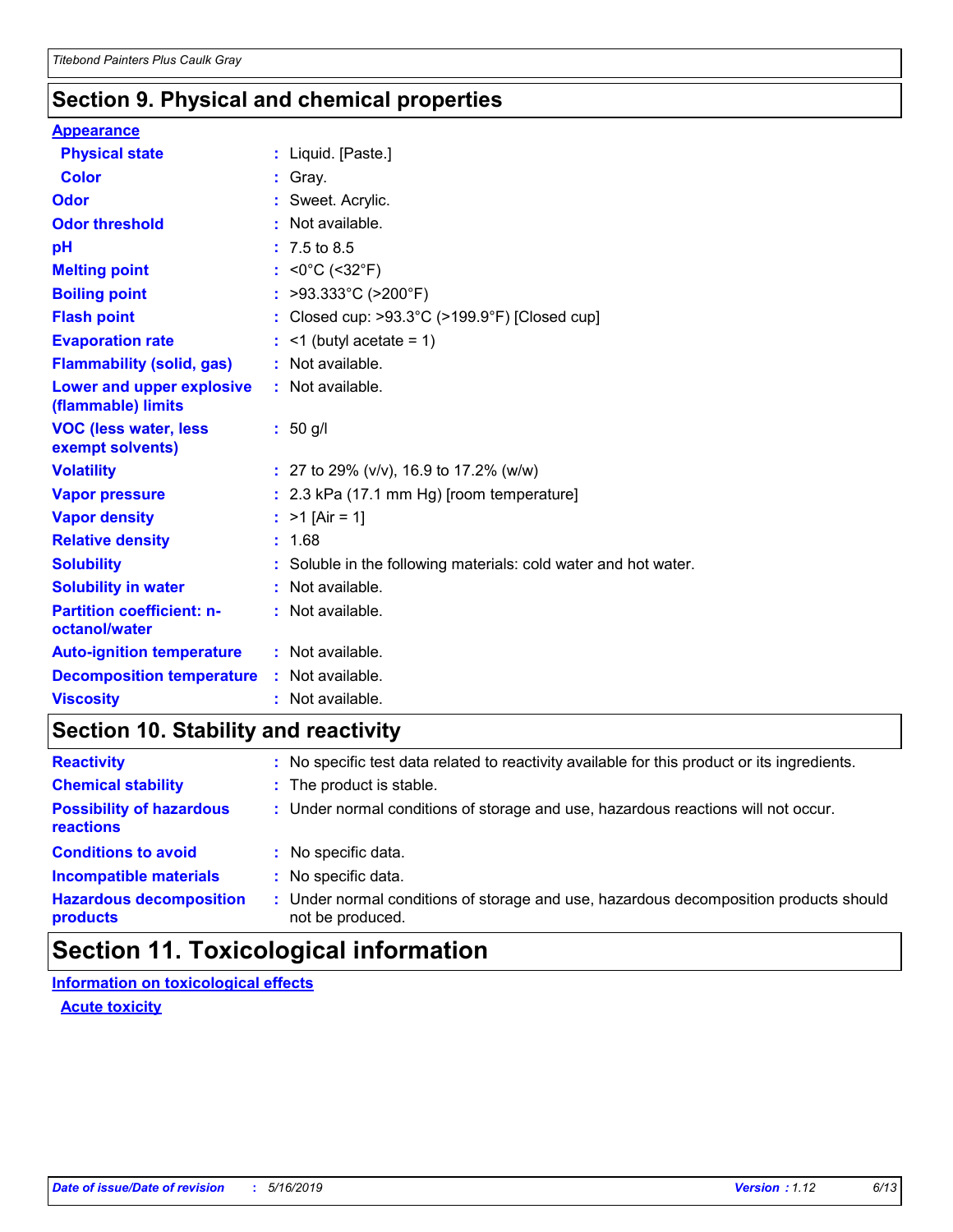## Section 9. Physical and chemical properties

### Appearance

| | |
|---|---|
| **Physical state** | Liquid. [Paste.] |
| **Color** | Gray. |
| **Odor** | Sweet. Acrylic. |
| **Odor threshold** | Not available. |
| **pH** | 7.5 to 8.5 |
| **Melting point** | <0°C (<32°F) |
| **Boiling point** | >93.333°C (>200°F) |
| **Flash point** | Closed cup: >93.3°C (>199.9°F) [Closed cup] |
| **Evaporation rate** | <1 (butyl acetate = 1) |
| **Flammability (solid, gas)** | Not available. |
| **Lower and upper explosive (flammable) limits** | Not available. |
| **VOC (less water, less exempt solvents)** | 50 g/l |
| **Volatility** | 27 to 29% (v/v), 16.9 to 17.2% (w/w) |
| **Vapor pressure** | 2.3 kPa (17.1 mm Hg) [room temperature] |
| **Vapor density** | >1 [Air = 1] |
| **Relative density** | 1.68 |
| **Solubility** | Soluble in the following materials: cold water and hot water. |
| **Solubility in water** | Not available. |
| **Partition coefficient: n-octanol/water** | Not available. |
| **Auto-ignition temperature** | Not available. |
| **Decomposition temperature** | Not available. |
| **Viscosity** | Not available. |

## Section 10. Stability and reactivity

| | |
|---|---|
| **Reactivity** | No specific test data related to reactivity available for this product or its ingredients. |
| **Chemical stability** | The product is stable. |
| **Possibility of hazardous reactions** | Under normal conditions of storage and use, hazardous reactions will not occur. |
| **Conditions to avoid** | No specific data. |
| **Incompatible materials** | No specific data. |
| **Hazardous decomposition products** | Under normal conditions of storage and use, hazardous decomposition products should not be produced. |

## Section 11. Toxicological information

### Information on toxicological effects

#### Acute toxicity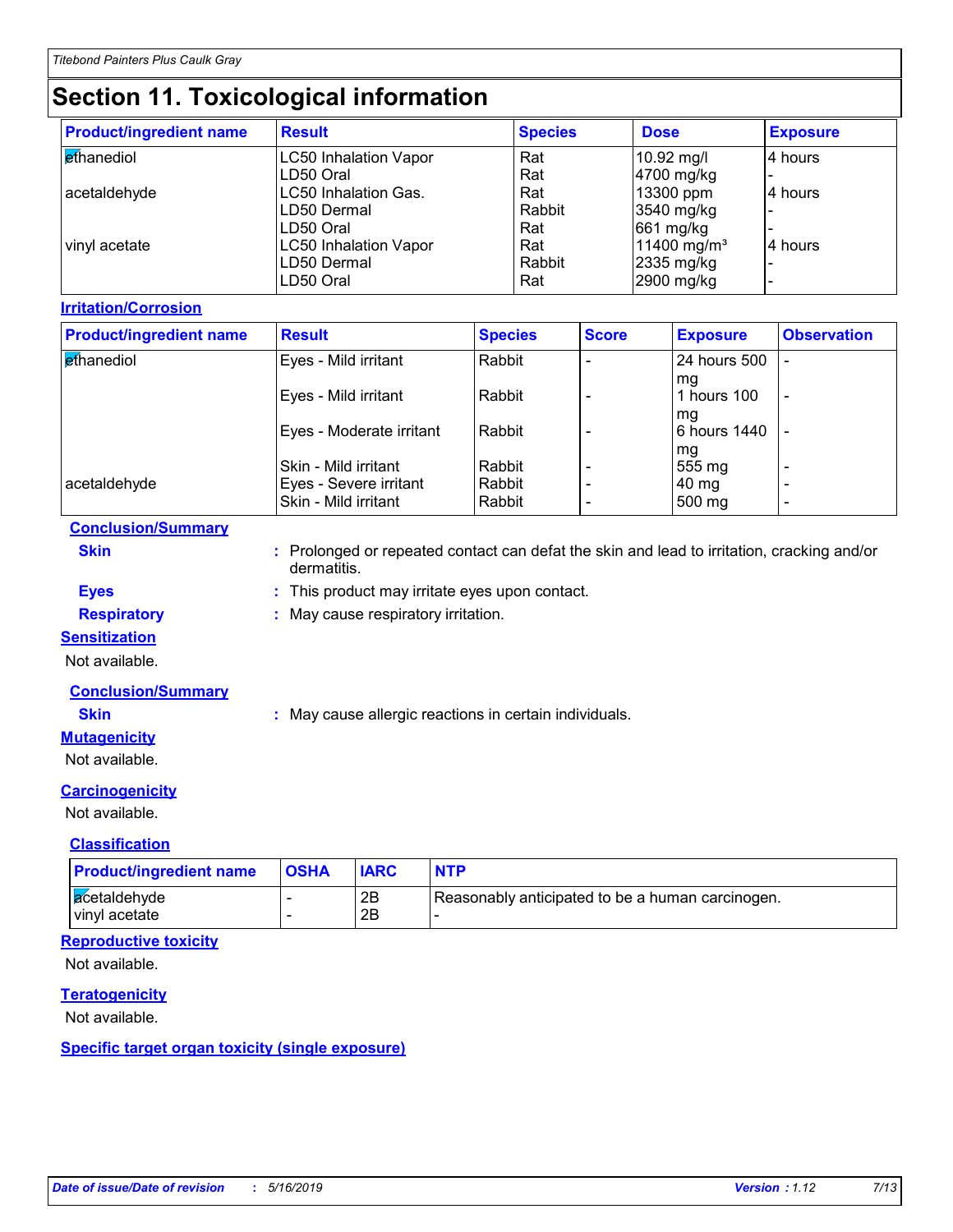# Section 11. Toxicological information

| Product/ingredient name | Result | Species | Dose | Exposure |
|---|---|---|---|---|
| ethanediol | LC50 Inhalation Vapor | Rat | 10.92 mg/l | 4 hours |
| | LD50 Oral | Rat | 4700 mg/kg | - |
| acetaldehyde | LC50 Inhalation Gas. | Rat | 13300 ppm | 4 hours |
| | LD50 Dermal | Rabbit | 3540 mg/kg | - |
| | LD50 Oral | Rat | 661 mg/kg | - |
| vinyl acetate | LC50 Inhalation Vapor | Rat | 11400 mg/m³ | 4 hours |
| | LD50 Dermal | Rabbit | 2335 mg/kg | - |
| | LD50 Oral | Rat | 2900 mg/kg | - |

**Irritation/Corrosion**

| Product/ingredient name | Result | Species | Score | Exposure | Observation |
|---|---|---|---|---|---|
| ethanediol | Eyes - Mild irritant | Rabbit | - | 24 hours 500 mg | - |
| | Eyes - Mild irritant | Rabbit | - | 1 hours 100 mg | - |
| | Eyes - Moderate irritant | Rabbit | - | 6 hours 1440 mg | - |
| | Skin - Mild irritant | Rabbit | - | 555 mg | - |
| acetaldehyde | Eyes - Severe irritant | Rabbit | - | 40 mg | - |
| | Skin - Mild irritant | Rabbit | - | 500 mg | - |

**Conclusion/Summary**

**Skin** : Prolonged or repeated contact can defat the skin and lead to irritation, cracking and/or dermatitis.

**Eyes** : This product may irritate eyes upon contact.

**Respiratory** : May cause respiratory irritation.

**Sensitization**

Not available.

**Conclusion/Summary**

**Skin** : May cause allergic reactions in certain individuals.

**Mutagenicity**

Not available.

**Carcinogenicity**

Not available.

**Classification**

| Product/ingredient name | OSHA | IARC | NTP |
|---|---|---|---|
| acetaldehyde | - | 2B | Reasonably anticipated to be a human carcinogen. |
| vinyl acetate | - | 2B | - |

**Reproductive toxicity**

Not available.

**Teratogenicity**

Not available.

**Specific target organ toxicity (single exposure)**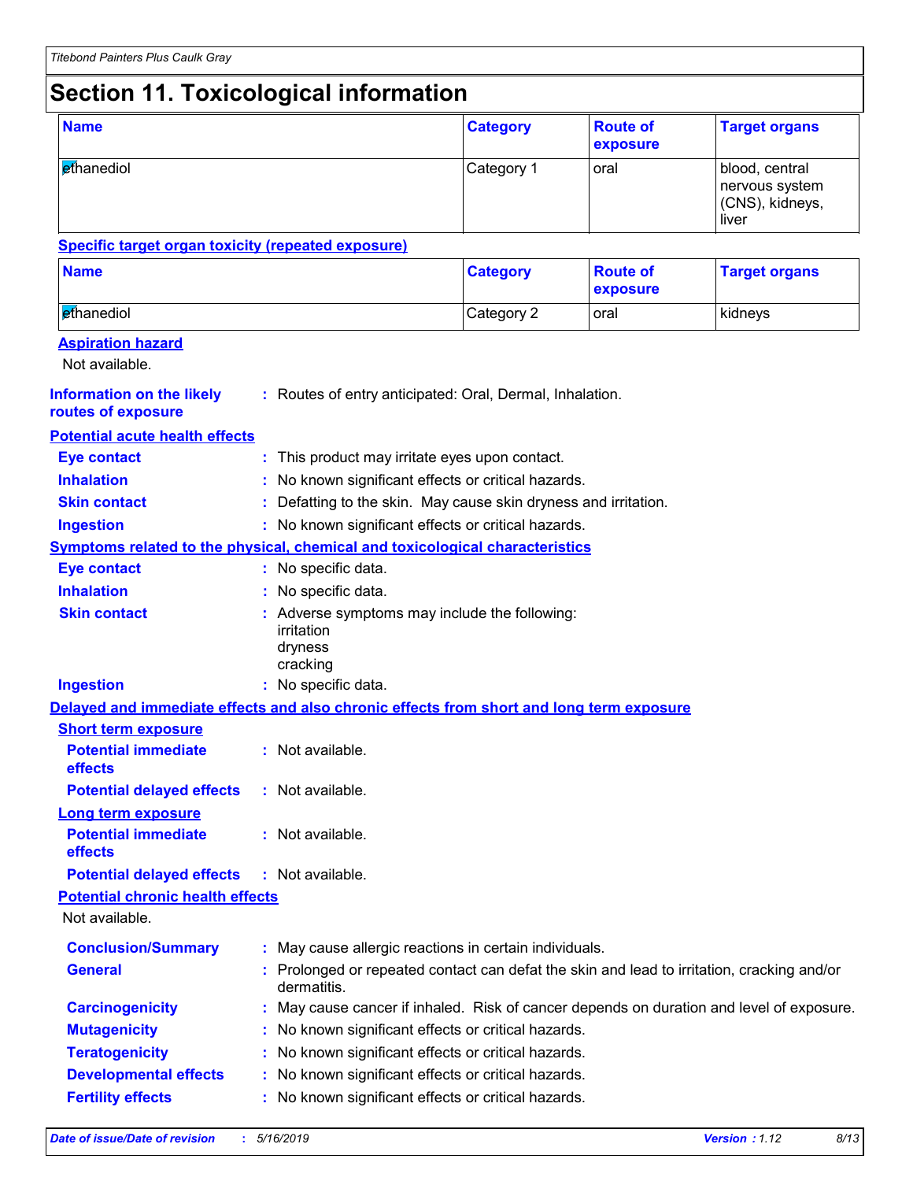# Section 11. Toxicological information

| Name | Category | Route of exposure | Target organs |
|---|---|---|---|
| ethanediol | Category 1 | oral | blood, central nervous system (CNS), kidneys, liver |

**Specific target organ toxicity (repeated exposure)**

| Name | Category | Route of exposure | Target organs |
|---|---|---|---|
| ethanediol | Category 2 | oral | kidneys |

**Aspiration hazard**

Not available.

**Information on the likely routes of exposure** : Routes of entry anticipated: Oral, Dermal, Inhalation.

**Potential acute health effects**

**Eye contact** : This product may irritate eyes upon contact.

**Inhalation** : No known significant effects or critical hazards.

**Skin contact** : Defatting to the skin. May cause skin dryness and irritation.

**Ingestion** : No known significant effects or critical hazards.

**Symptoms related to the physical, chemical and toxicological characteristics**

**Eye contact** : No specific data.

**Inhalation** : No specific data.

**Skin contact** : Adverse symptoms may include the following:
irritation
dryness
cracking

**Ingestion** : No specific data.

**Delayed and immediate effects and also chronic effects from short and long term exposure**

**Short term exposure**

**Potential immediate effects** : Not available.

**Potential delayed effects** : Not available.

**Long term exposure**

**Potential immediate effects** : Not available.

**Potential delayed effects** : Not available.

**Potential chronic health effects**

Not available.

**Conclusion/Summary** : May cause allergic reactions in certain individuals.

**General** : Prolonged or repeated contact can defat the skin and lead to irritation, cracking and/or dermatitis.

**Carcinogenicity** : May cause cancer if inhaled. Risk of cancer depends on duration and level of exposure.

**Mutagenicity** : No known significant effects or critical hazards.

**Teratogenicity** : No known significant effects or critical hazards.

**Developmental effects** : No known significant effects or critical hazards.

**Fertility effects** : No known significant effects or critical hazards.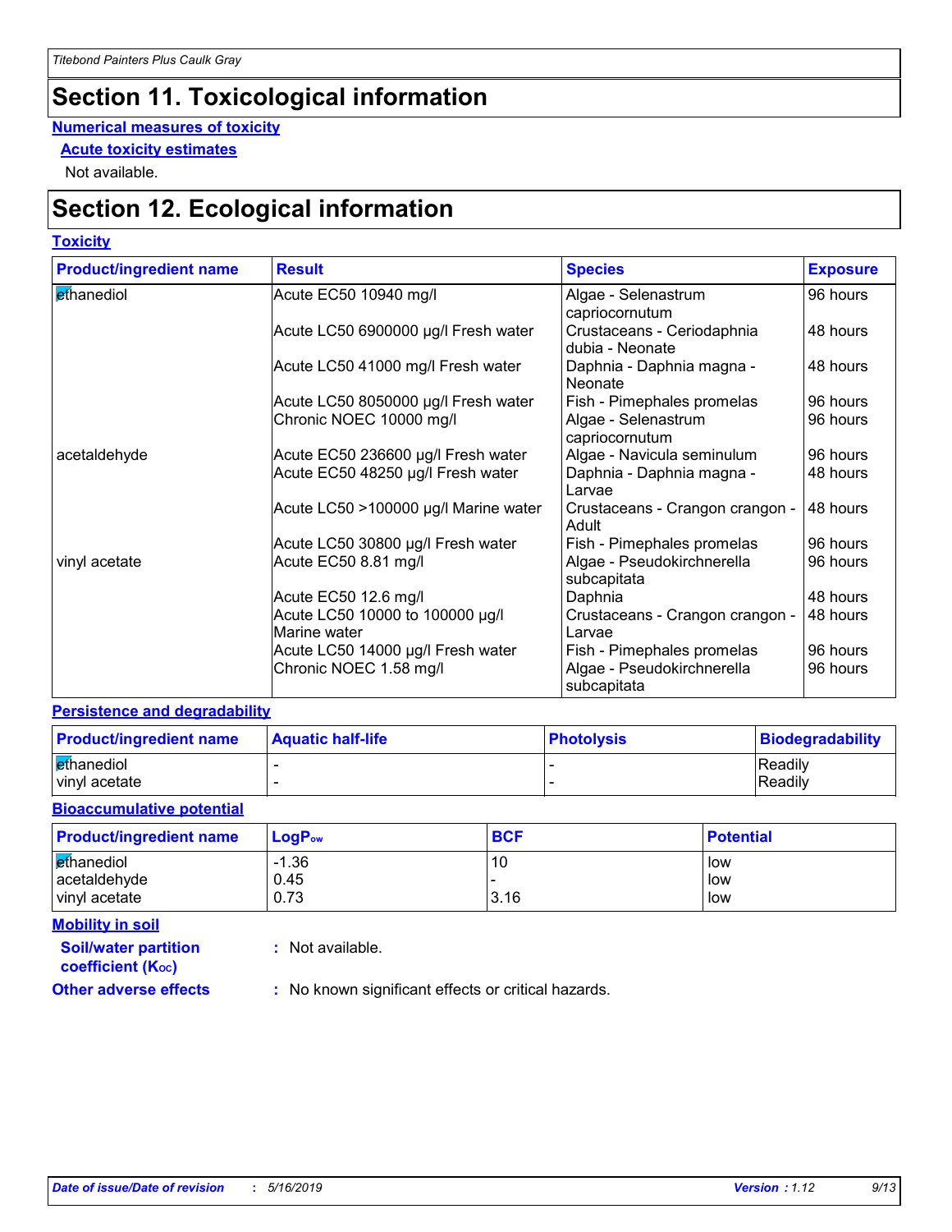# Section 11. Toxicological information

**Numerical measures of toxicity**

**Acute toxicity estimates**

Not available.

# Section 12. Ecological information

**Toxicity**

| Product/ingredient name | Result | Species | Exposure |
|---|---|---|---|
| ethanediol | Acute EC50 10940 mg/l | Algae - Selenastrum capriocornutum | 96 hours |
| | Acute LC50 6900000 µg/l Fresh water | Crustaceans - Ceriodaphnia dubia - Neonate | 48 hours |
| | Acute LC50 41000 mg/l Fresh water | Daphnia - Daphnia magna - Neonate | 48 hours |
| | Acute LC50 8050000 µg/l Fresh water | Fish - Pimephales promelas | 96 hours |
| | Chronic NOEC 10000 mg/l | Algae - Selenastrum capriocornutum | 96 hours |
| acetaldehyde | Acute EC50 236600 µg/l Fresh water | Algae - Navicula seminulum | 96 hours |
| | Acute EC50 48250 µg/l Fresh water | Daphnia - Daphnia magna - Larvae | 48 hours |
| | Acute LC50 >100000 µg/l Marine water | Crustaceans - Crangon crangon - Adult | 48 hours |
| | Acute LC50 30800 µg/l Fresh water | Fish - Pimephales promelas | 96 hours |
| vinyl acetate | Acute EC50 8.81 mg/l | Algae - Pseudokirchnerella subcapitata | 96 hours |
| | Acute EC50 12.6 mg/l | Daphnia | 48 hours |
| | Acute LC50 10000 to 100000 µg/l Marine water | Crustaceans - Crangon crangon - Larvae | 48 hours |
| | Acute LC50 14000 µg/l Fresh water | Fish - Pimephales promelas | 96 hours |
| | Chronic NOEC 1.58 mg/l | Algae - Pseudokirchnerella subcapitata | 96 hours |

**Persistence and degradability**

| Product/ingredient name | Aquatic half-life | Photolysis | Biodegradability |
|---|---|---|---|
| ethanediol | - | - | Readily |
| vinyl acetate | - | - | Readily |

**Bioaccumulative potential**

| Product/ingredient name | $LogP_{ow}$ | BCF | Potential |
|---|---|---|---|
| ethanediol | -1.36 | 10 | low |
| acetaldehyde | 0.45 | - | low |
| vinyl acetate | 0.73 | 3.16 | low |

**Mobility in soil**

**Soil/water partition coefficient ($K_{oc}$)** : Not available.

**Other adverse effects** : No known significant effects or critical hazards.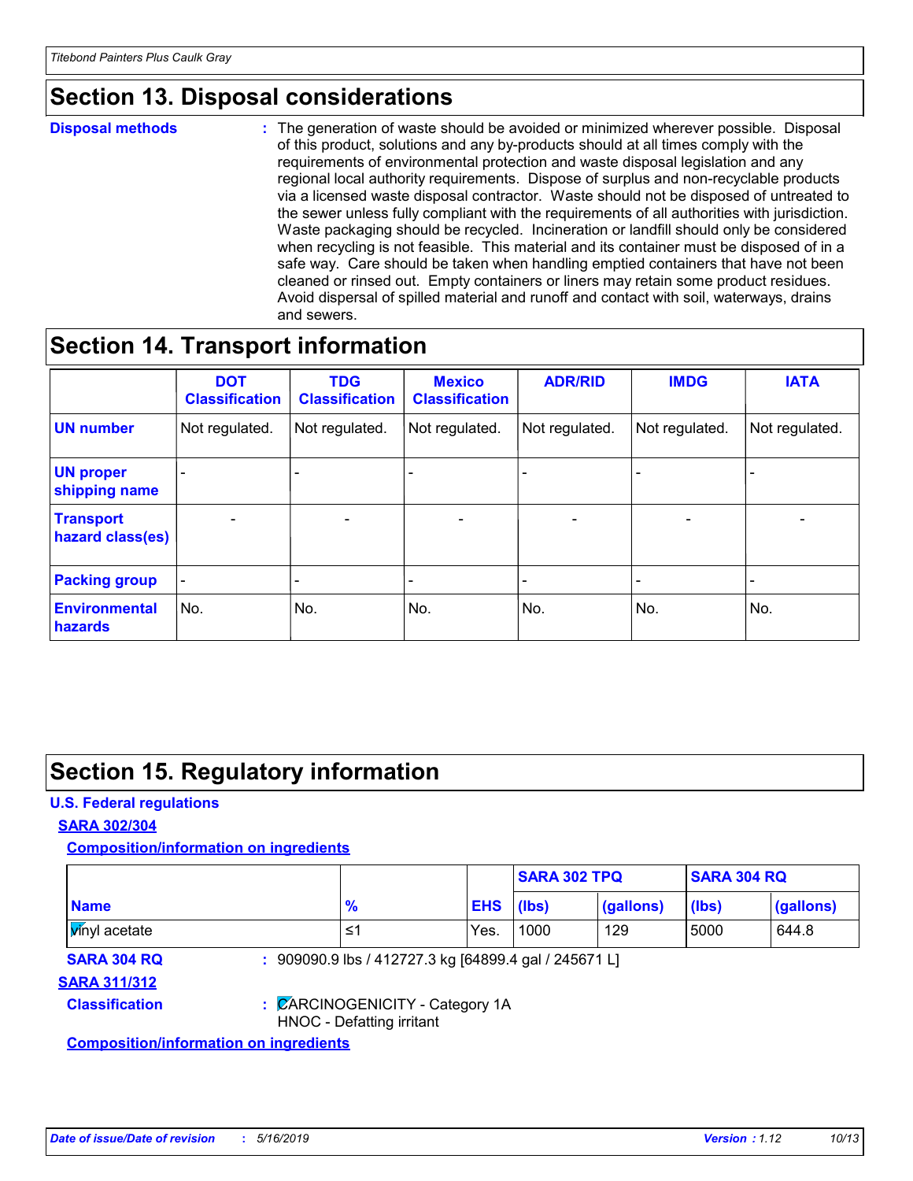# Section 13. Disposal considerations

**Disposal methods** : The generation of waste should be avoided or minimized wherever possible. Disposal of this product, solutions and any by-products should at all times comply with the requirements of environmental protection and waste disposal legislation and any regional local authority requirements. Dispose of surplus and non-recyclable products via a licensed waste disposal contractor. Waste should not be disposed of untreated to the sewer unless fully compliant with the requirements of all authorities with jurisdiction. Waste packaging should be recycled. Incineration or landfill should only be considered when recycling is not feasible. This material and its container must be disposed of in a safe way. Care should be taken when handling emptied containers that have not been cleaned or rinsed out. Empty containers or liners may retain some product residues. Avoid dispersal of spilled material and runoff and contact with soil, waterways, drains and sewers.

# Section 14. Transport information

| | DOT Classification | TDG Classification | Mexico Classification | ADR/RID | IMDG | IATA |
|---|---|---|---|---|---|---|
| **UN number** | Not regulated. | Not regulated. | Not regulated. | Not regulated. | Not regulated. | Not regulated. |
| **UN proper shipping name** | - | - | - | - | - | - |
| **Transport hazard class(es)** | - | - | - | - | - | - |
| **Packing group** | - | - | - | - | - | - |
| **Environmental hazards** | No. | No. | No. | No. | No. | No. |

# Section 15. Regulatory information

### U.S. Federal regulations

#### SARA 302/304

##### Composition/information on ingredients

| | | | SARA 302 TPQ | | SARA 304 RQ | |
|---|---|---|---|---|---|---|
| **Name** | **%** | **EHS** | **(lbs)** | **(gallons)** | **(lbs)** | **(gallons)** |
| vinyl acetate | ≤1 | Yes. | 1000 | 129 | 5000 | 644.8 |

**SARA 304 RQ** : 909090.9 lbs / 412727.3 kg [64899.4 gal / 245671 L]

#### SARA 311/312

**Classification** : CARCINOGENICITY - Category 1A
HNOC - Defatting irritant

##### Composition/information on ingredients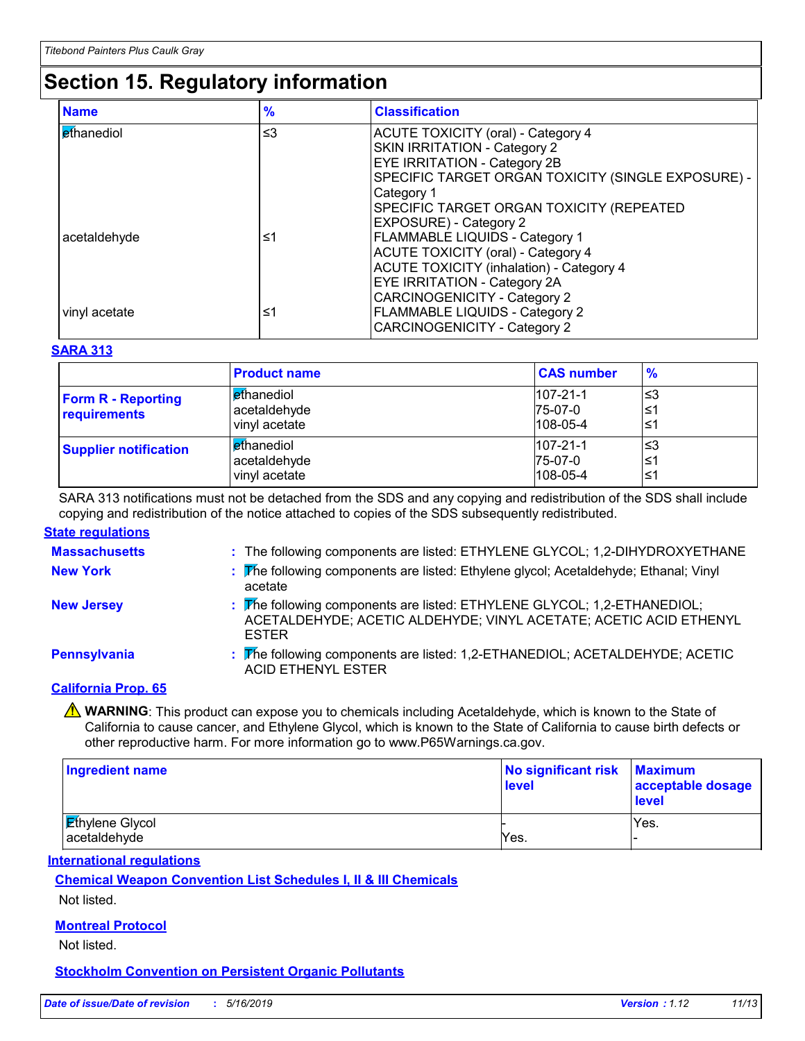# Section 15. Regulatory information

| Name | % | Classification |
|---|---|---|
| ethanediol | ≤3 | ACUTE TOXICITY (oral) - Category 4<br>SKIN IRRITATION - Category 2<br>EYE IRRITATION - Category 2B<br>SPECIFIC TARGET ORGAN TOXICITY (SINGLE EXPOSURE) - Category 1<br>SPECIFIC TARGET ORGAN TOXICITY (REPEATED EXPOSURE) - Category 2 |
| acetaldehyde | ≤1 | FLAMMABLE LIQUIDS - Category 1<br>ACUTE TOXICITY (oral) - Category 4<br>ACUTE TOXICITY (inhalation) - Category 4<br>EYE IRRITATION - Category 2A<br>CARCINOGENICITY - Category 2 |
| vinyl acetate | ≤1 | FLAMMABLE LIQUIDS - Category 2<br>CARCINOGENICITY - Category 2 |

**SARA 313**

| | Product name | CAS number | % |
|---|---|---|---|
| **Form R - Reporting requirements** | ethanediol<br>acetaldehyde<br>vinyl acetate | 107-21-1<br>75-07-0<br>108-05-4 | ≤3<br>≤1<br>≤1 |
| **Supplier notification** | ethanediol<br>acetaldehyde<br>vinyl acetate | 107-21-1<br>75-07-0<br>108-05-4 | ≤3<br>≤1<br>≤1 |

SARA 313 notifications must not be detached from the SDS and any copying and redistribution of the SDS shall include copying and redistribution of the notice attached to copies of the SDS subsequently redistributed.

**State regulations**

**Massachusetts** : The following components are listed: ETHYLENE GLYCOL; 1,2-DIHYDROXYETHANE

**New York** : The following components are listed: Ethylene glycol; Acetaldehyde; Ethanal; Vinyl acetate

**New Jersey** : The following components are listed: ETHYLENE GLYCOL; 1,2-ETHANEDIOL; ACETALDEHYDE; ACETIC ALDEHYDE; VINYL ACETATE; ACETIC ACID ETHENYL ESTER

**Pennsylvania** : The following components are listed: 1,2-ETHANEDIOL; ACETALDEHYDE; ACETIC ACID ETHENYL ESTER

**California Prop. 65**

⚠ **WARNING**: This product can expose you to chemicals including Acetaldehyde, which is known to the State of California to cause cancer, and Ethylene Glycol, which is known to the State of California to cause birth defects or other reproductive harm. For more information go to www.P65Warnings.ca.gov.

| Ingredient name | No significant risk level | Maximum acceptable dosage level |
|---|---|---|
| Ethylene Glycol | - | Yes. |
| acetaldehyde | Yes. | - |

**International regulations**

**Chemical Weapon Convention List Schedules I, II & III Chemicals**

Not listed.

**Montreal Protocol**

Not listed.

**Stockholm Convention on Persistent Organic Pollutants**

Date of issue/Date of revision : 5/16/2019 Version : 1.12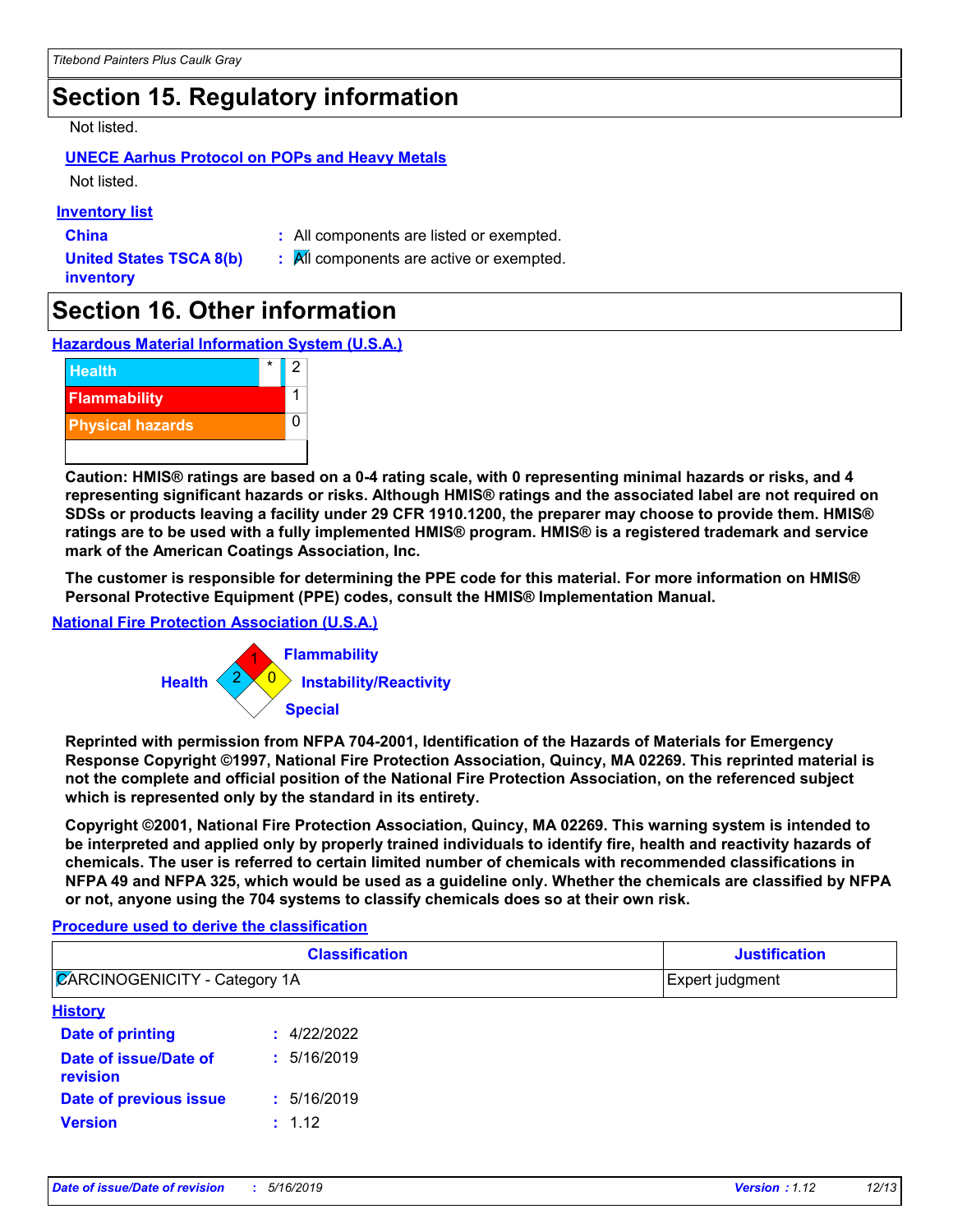# Section 15. Regulatory information

Not listed.

**UNECE Aarhus Protocol on POPs and Heavy Metals**

Not listed.

**Inventory list**

**China** : All components are listed or exempted.

**United States TSCA 8(b) inventory** : All components are active or exempted.

# Section 16. Other information

**Hazardous Material Information System (U.S.A.)**

| | | |
|---|---|---|
| Health | * | 2 |
| Flammability | | 1 |
| Physical hazards | | 0 |

**Caution: HMIS® ratings are based on a 0-4 rating scale, with 0 representing minimal hazards or risks, and 4 representing significant hazards or risks. Although HMIS® ratings and the associated label are not required on SDSs or products leaving a facility under 29 CFR 1910.1200, the preparer may choose to provide them. HMIS® ratings are to be used with a fully implemented HMIS® program. HMIS® is a registered trademark and service mark of the American Coatings Association, Inc.**

**The customer is responsible for determining the PPE code for this material. For more information on HMIS® Personal Protective Equipment (PPE) codes, consult the HMIS® Implementation Manual.**

**National Fire Protection Association (U.S.A.)**

Flammability: 1
Health: 2
Instability/Reactivity: 0
Special

**Reprinted with permission from NFPA 704-2001, Identification of the Hazards of Materials for Emergency Response Copyright ©1997, National Fire Protection Association, Quincy, MA 02269. This reprinted material is not the complete and official position of the National Fire Protection Association, on the referenced subject which is represented only by the standard in its entirety.**

**Copyright ©2001, National Fire Protection Association, Quincy, MA 02269. This warning system is intended to be interpreted and applied only by properly trained individuals to identify fire, health and reactivity hazards of chemicals. The user is referred to certain limited number of chemicals with recommended classifications in NFPA 49 and NFPA 325, which would be used as a guideline only. Whether the chemicals are classified by NFPA or not, anyone using the 704 systems to classify chemicals does so at their own risk.**

**Procedure used to derive the classification**

| Classification | Justification |
|---|---|
| CARCINOGENICITY - Category 1A | Expert judgment |

**History**

**Date of printing** : 4/22/2022

**Date of issue/Date of revision** : 5/16/2019

**Date of previous issue** : 5/16/2019

**Version** : 1.12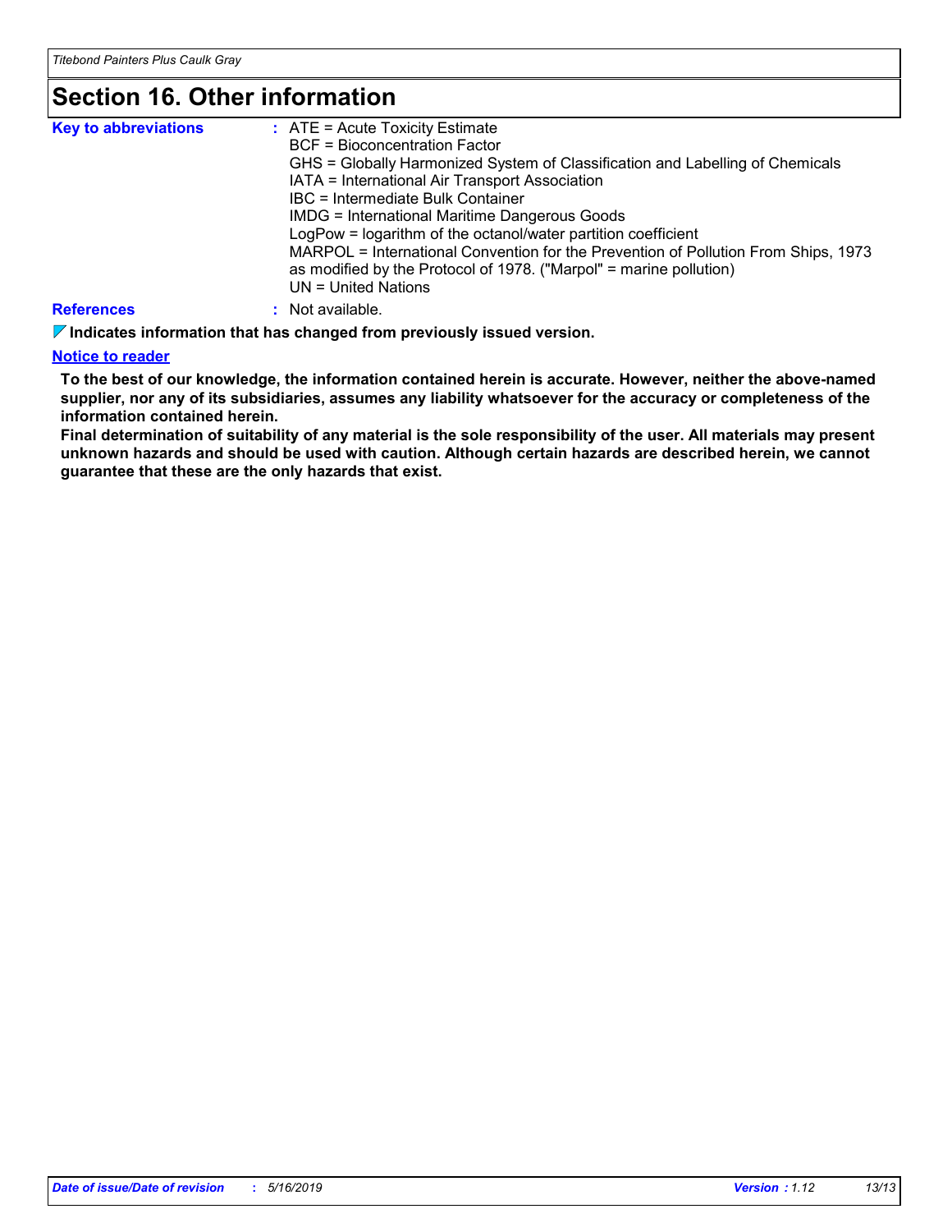# Section 16. Other information

**Key to abbreviations** : ATE = Acute Toxicity Estimate
BCF = Bioconcentration Factor
GHS = Globally Harmonized System of Classification and Labelling of Chemicals
IATA = International Air Transport Association
IBC = Intermediate Bulk Container
IMDG = International Maritime Dangerous Goods
LogPow = logarithm of the octanol/water partition coefficient
MARPOL = International Convention for the Prevention of Pollution From Ships, 1973 as modified by the Protocol of 1978. ("Marpol" = marine pollution)
UN = United Nations

**References** : Not available.

**Indicates information that has changed from previously issued version.**

**Notice to reader**

**To the best of our knowledge, the information contained herein is accurate. However, neither the above-named supplier, nor any of its subsidiaries, assumes any liability whatsoever for the accuracy or completeness of the information contained herein.**

**Final determination of suitability of any material is the sole responsibility of the user. All materials may present unknown hazards and should be used with caution. Although certain hazards are described herein, we cannot guarantee that these are the only hazards that exist.**